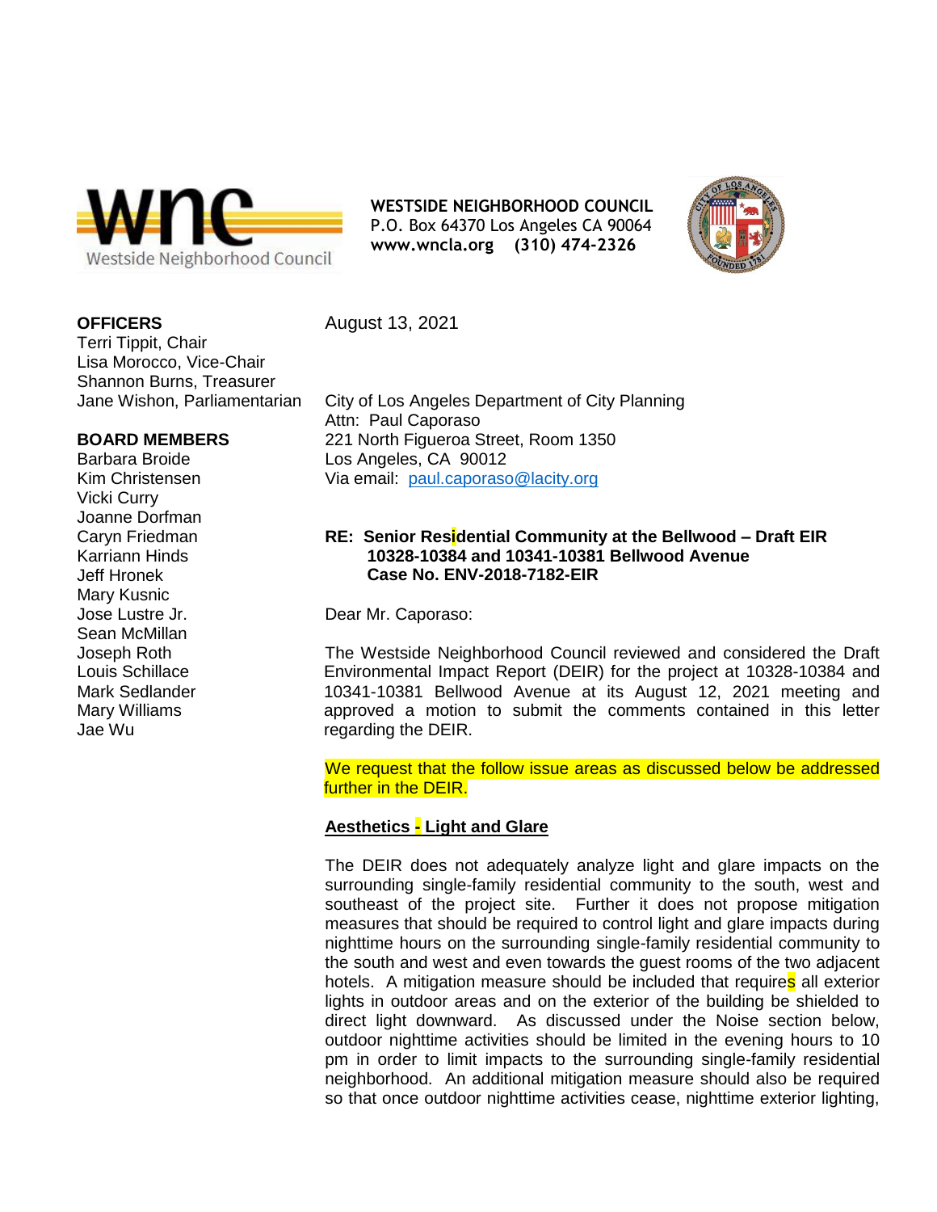**WESTSIDE NEIGHBORHOOD COUNCIL**
P.O. Box 64370 Los Angeles CA 90064
**www.wncla.org (310) 474-2326**

**OFFICERS**
Terri Tippit, Chair
Lisa Morocco, Vice-Chair
Shannon Burns, Treasurer
Jane Wishon, Parliamentarian

**BOARD MEMBERS**
Barbara Broide
Kim Christensen
Vicki Curry
Joanne Dorfman
Caryn Friedman
Karriann Hinds
Jeff Hronek
Mary Kusnic
Jose Lustre Jr.
Sean McMillan
Joseph Roth
Louis Schillace
Mark Sedlander
Mary Williams
Jae Wu

August 13, 2021

City of Los Angeles Department of City Planning
Attn: Paul Caporaso
221 North Figueroa Street, Room 1350
Los Angeles, CA 90012
Via email: paul.caporaso@lacity.org

**RE: Senior Residential Community at the Bellwood – Draft EIR**
**10328-10384 and 10341-10381 Bellwood Avenue**
**Case No. ENV-2018-7182-EIR**

Dear Mr. Caporaso:

The Westside Neighborhood Council reviewed and considered the Draft Environmental Impact Report (DEIR) for the project at 10328-10384 and 10341-10381 Bellwood Avenue at its August 12, 2021 meeting and approved a motion to submit the comments contained in this letter regarding the DEIR.

We request that the follow issue areas as discussed below be addressed further in the DEIR.

**Aesthetics - Light and Glare**

The DEIR does not adequately analyze light and glare impacts on the surrounding single-family residential community to the south, west and southeast of the project site. Further it does not propose mitigation measures that should be required to control light and glare impacts during nighttime hours on the surrounding single-family residential community to the south and west and even towards the guest rooms of the two adjacent hotels. A mitigation measure should be included that requires all exterior lights in outdoor areas and on the exterior of the building be shielded to direct light downward. As discussed under the Noise section below, outdoor nighttime activities should be limited in the evening hours to 10 pm in order to limit impacts to the surrounding single-family residential neighborhood. An additional mitigation measure should also be required so that once outdoor nighttime activities cease, nighttime exterior lighting,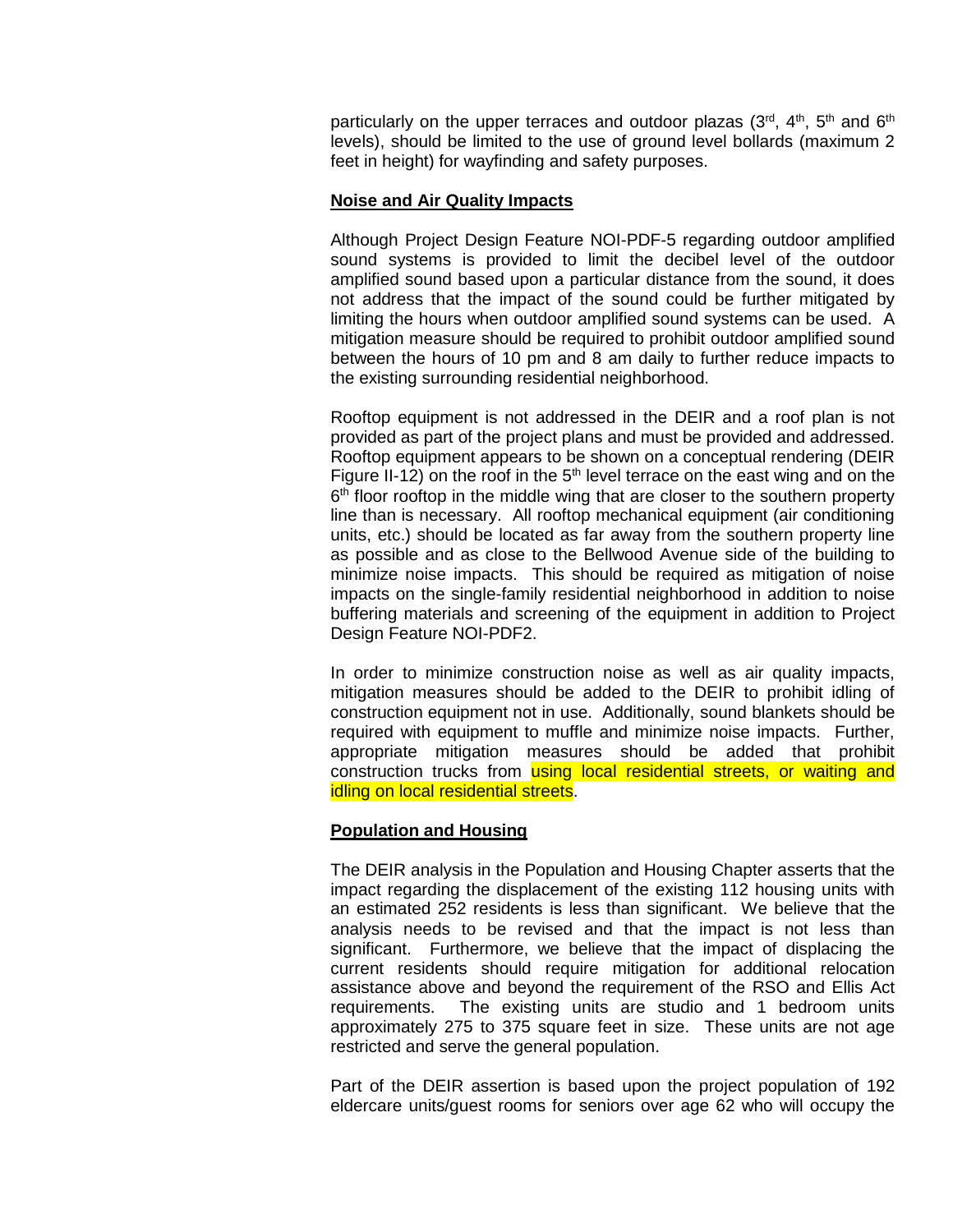particularly on the upper terraces and outdoor plazas (3rd, 4th, 5th and 6th levels), should be limited to the use of ground level bollards (maximum 2 feet in height) for wayfinding and safety purposes.

**Noise and Air Quality Impacts**

Although Project Design Feature NOI-PDF-5 regarding outdoor amplified sound systems is provided to limit the decibel level of the outdoor amplified sound based upon a particular distance from the sound, it does not address that the impact of the sound could be further mitigated by limiting the hours when outdoor amplified sound systems can be used. A mitigation measure should be required to prohibit outdoor amplified sound between the hours of 10 pm and 8 am daily to further reduce impacts to the existing surrounding residential neighborhood.

Rooftop equipment is not addressed in the DEIR and a roof plan is not provided as part of the project plans and must be provided and addressed. Rooftop equipment appears to be shown on a conceptual rendering (DEIR Figure II-12) on the roof in the 5th level terrace on the east wing and on the 6th floor rooftop in the middle wing that are closer to the southern property line than is necessary. All rooftop mechanical equipment (air conditioning units, etc.) should be located as far away from the southern property line as possible and as close to the Bellwood Avenue side of the building to minimize noise impacts. This should be required as mitigation of noise impacts on the single-family residential neighborhood in addition to noise buffering materials and screening of the equipment in addition to Project Design Feature NOI-PDF2.

In order to minimize construction noise as well as air quality impacts, mitigation measures should be added to the DEIR to prohibit idling of construction equipment not in use. Additionally, sound blankets should be required with equipment to muffle and minimize noise impacts. Further, appropriate mitigation measures should be added that prohibit construction trucks from using local residential streets, or waiting and idling on local residential streets.

**Population and Housing**

The DEIR analysis in the Population and Housing Chapter asserts that the impact regarding the displacement of the existing 112 housing units with an estimated 252 residents is less than significant. We believe that the analysis needs to be revised and that the impact is not less than significant. Furthermore, we believe that the impact of displacing the current residents should require mitigation for additional relocation assistance above and beyond the requirement of the RSO and Ellis Act requirements. The existing units are studio and 1 bedroom units approximately 275 to 375 square feet in size. These units are not age restricted and serve the general population.

Part of the DEIR assertion is based upon the project population of 192 eldercare units/guest rooms for seniors over age 62 who will occupy the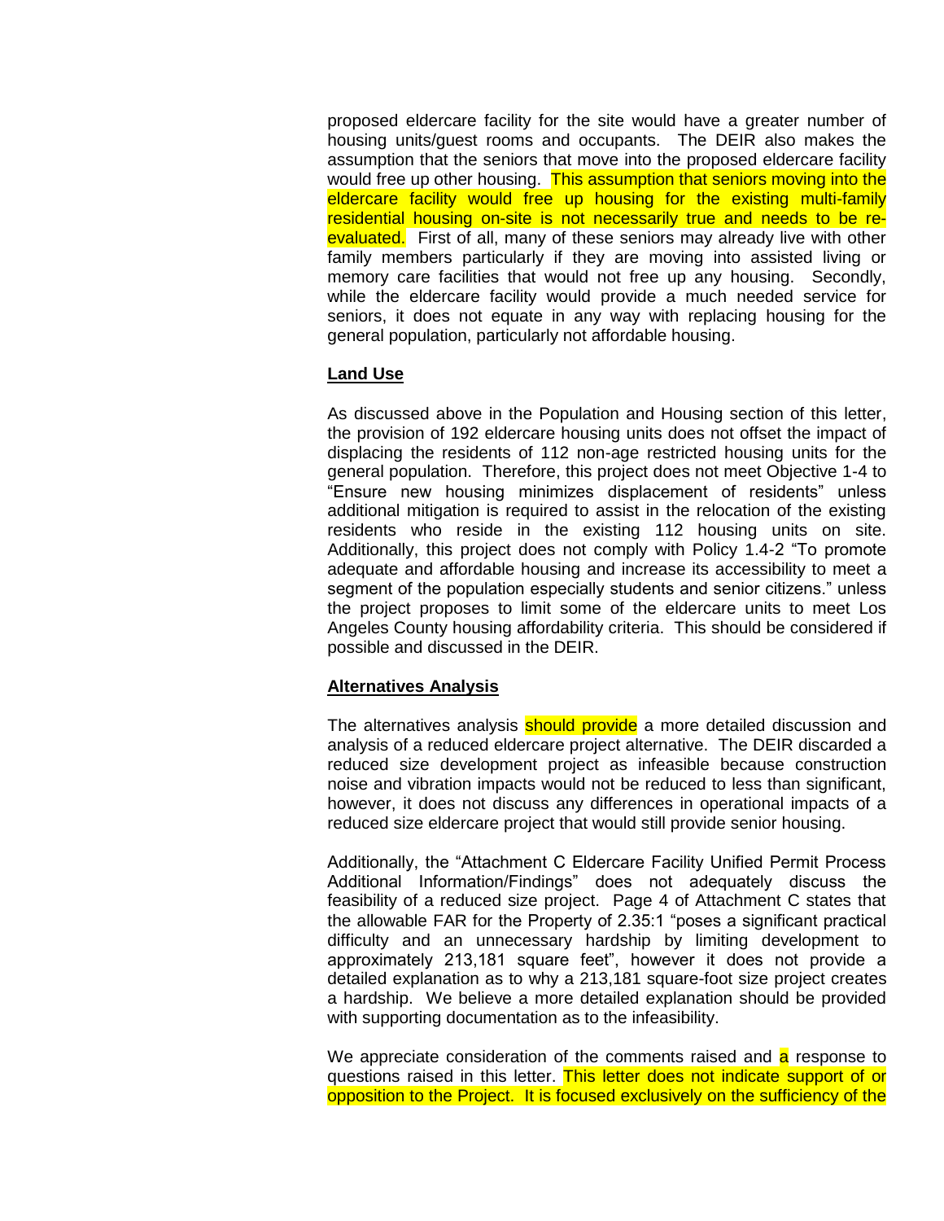proposed eldercare facility for the site would have a greater number of housing units/guest rooms and occupants. The DEIR also makes the assumption that the seniors that move into the proposed eldercare facility would free up other housing. This assumption that seniors moving into the eldercare facility would free up housing for the existing multi-family residential housing on-site is not necessarily true and needs to be re-evaluated. First of all, many of these seniors may already live with other family members particularly if they are moving into assisted living or memory care facilities that would not free up any housing. Secondly, while the eldercare facility would provide a much needed service for seniors, it does not equate in any way with replacing housing for the general population, particularly not affordable housing.

**Land Use**

As discussed above in the Population and Housing section of this letter, the provision of 192 eldercare housing units does not offset the impact of displacing the residents of 112 non-age restricted housing units for the general population. Therefore, this project does not meet Objective 1-4 to "Ensure new housing minimizes displacement of residents" unless additional mitigation is required to assist in the relocation of the existing residents who reside in the existing 112 housing units on site. Additionally, this project does not comply with Policy 1.4-2 "To promote adequate and affordable housing and increase its accessibility to meet a segment of the population especially students and senior citizens." unless the project proposes to limit some of the eldercare units to meet Los Angeles County housing affordability criteria. This should be considered if possible and discussed in the DEIR.

**Alternatives Analysis**

The alternatives analysis should provide a more detailed discussion and analysis of a reduced eldercare project alternative. The DEIR discarded a reduced size development project as infeasible because construction noise and vibration impacts would not be reduced to less than significant, however, it does not discuss any differences in operational impacts of a reduced size eldercare project that would still provide senior housing.

Additionally, the "Attachment C Eldercare Facility Unified Permit Process Additional Information/Findings" does not adequately discuss the feasibility of a reduced size project. Page 4 of Attachment C states that the allowable FAR for the Property of 2.35:1 "poses a significant practical difficulty and an unnecessary hardship by limiting development to approximately 213,181 square feet", however it does not provide a detailed explanation as to why a 213,181 square-foot size project creates a hardship. We believe a more detailed explanation should be provided with supporting documentation as to the infeasibility.

We appreciate consideration of the comments raised and a response to questions raised in this letter. This letter does not indicate support of or opposition to the Project. It is focused exclusively on the sufficiency of the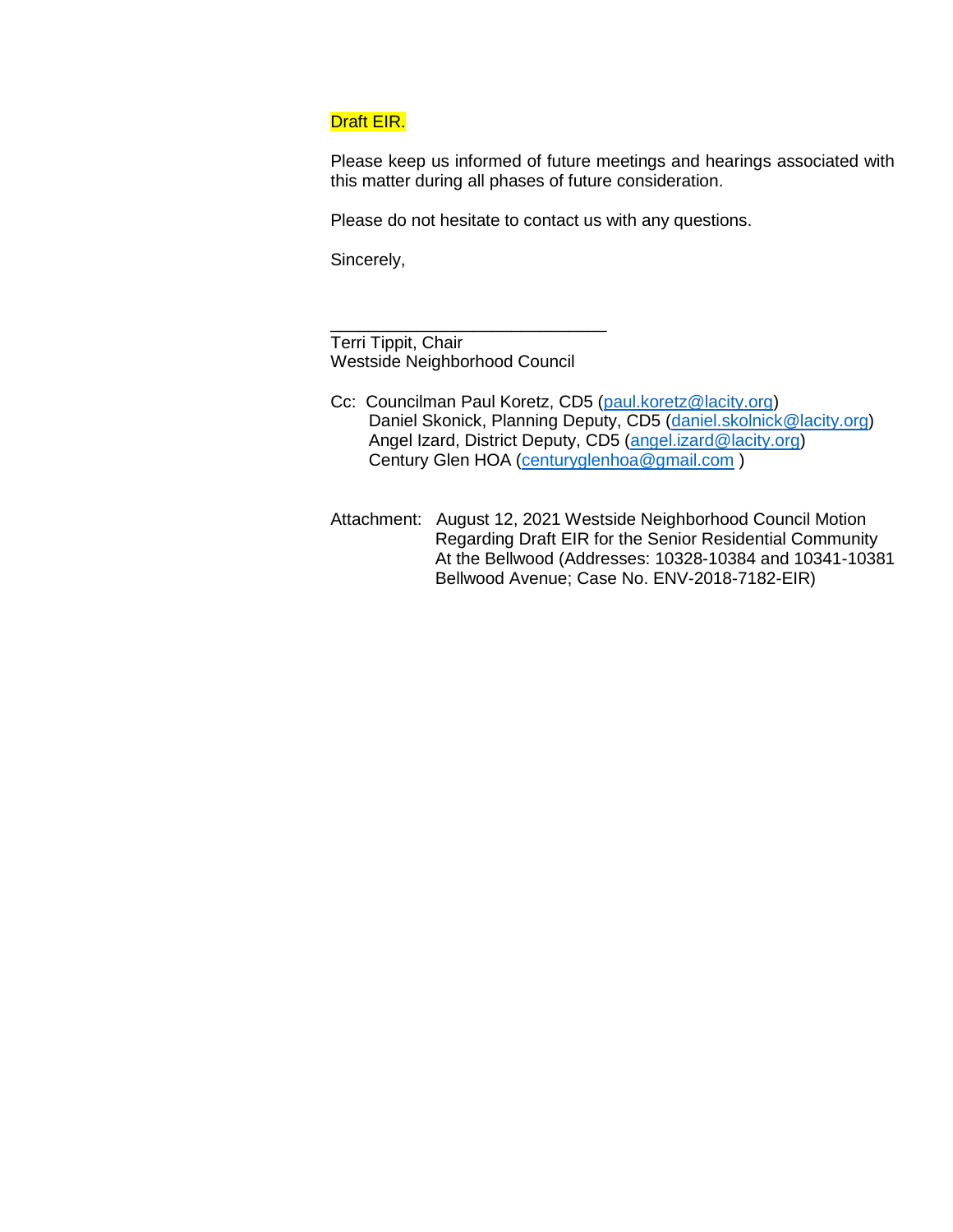Draft EIR.

Please keep us informed of future meetings and hearings associated with this matter during all phases of future consideration.

Please do not hesitate to contact us with any questions.

Sincerely,

\_\_\_\_\_\_\_\_\_\_\_\_\_\_\_\_\_\_\_\_\_\_\_\_\_\_\_\_\_\_\_

Terri Tippit, Chair
Westside Neighborhood Council

Cc: Councilman Paul Koretz, CD5 (paul.koretz@lacity.org)
Daniel Skonick, Planning Deputy, CD5 (daniel.skolnick@lacity.org)
Angel Izard, District Deputy, CD5 (angel.izard@lacity.org)
Century Glen HOA (centuryglenhoa@gmail.com )

Attachment: August 12, 2021 Westside Neighborhood Council Motion Regarding Draft EIR for the Senior Residential Community At the Bellwood (Addresses: 10328-10384 and 10341-10381 Bellwood Avenue; Case No. ENV-2018-7182-EIR)